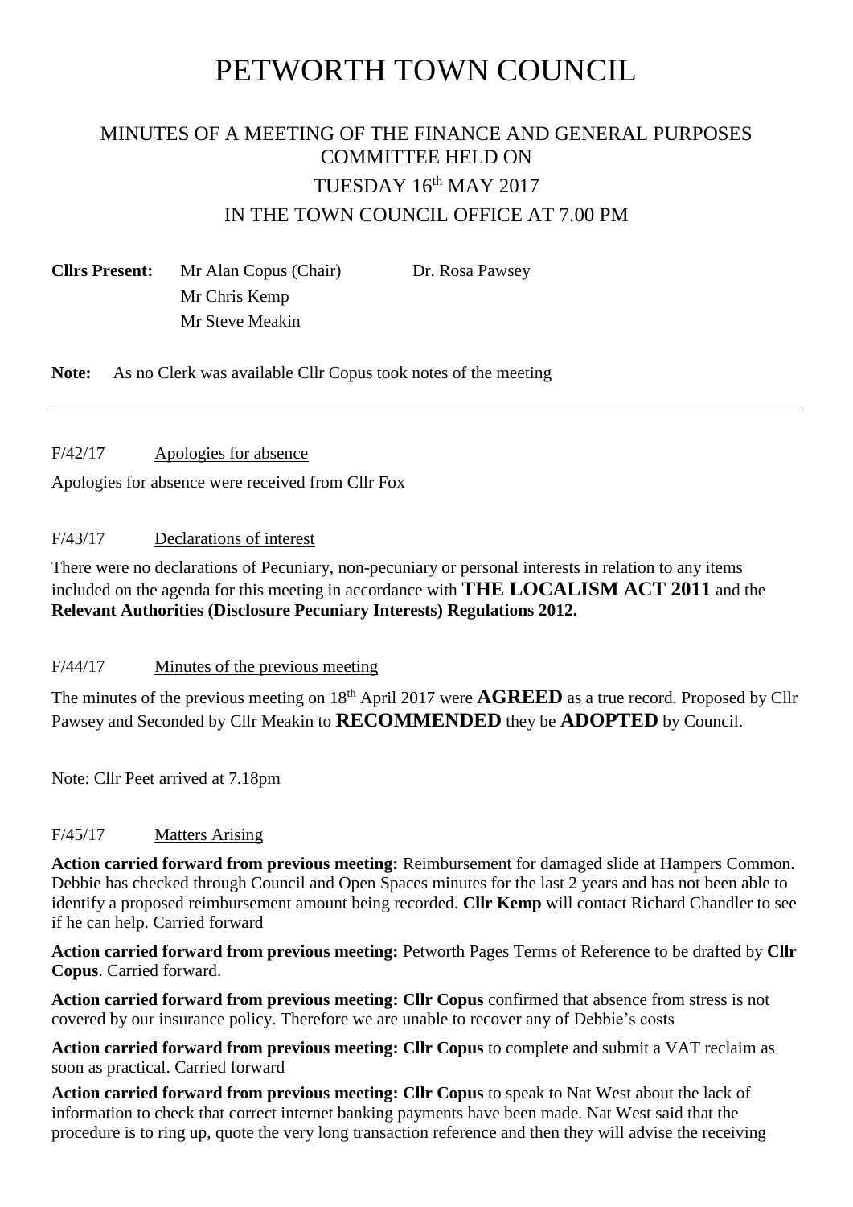# PETWORTH TOWN COUNCIL

## MINUTES OF A MEETING OF THE FINANCE AND GENERAL PURPOSES COMMITTEE HELD ON TUESDAY 16th MAY 2017 IN THE TOWN COUNCIL OFFICE AT 7.00 PM

**Cllrs Present:** Mr Alan Copus (Chair), Dr. Rosa Pawsey, Mr Chris Kemp, Mr Steve Meakin

**Note:** As no Clerk was available Cllr Copus took notes of the meeting

---

F/42/17 Apologies for absence

Apologies for absence were received from Cllr Fox

F/43/17 Declarations of interest

There were no declarations of Pecuniary, non-pecuniary or personal interests in relation to any items included on the agenda for this meeting in accordance with **THE LOCALISM ACT 2011** and the **Relevant Authorities (Disclosure Pecuniary Interests) Regulations 2012.**

F/44/17 Minutes of the previous meeting

The minutes of the previous meeting on 18th April 2017 were **AGREED** as a true record. Proposed by Cllr Pawsey and Seconded by Cllr Meakin to **RECOMMENDED** they be **ADOPTED** by Council.

Note: Cllr Peet arrived at 7.18pm

F/45/17 Matters Arising

**Action carried forward from previous meeting:** Reimbursement for damaged slide at Hampers Common. Debbie has checked through Council and Open Spaces minutes for the last 2 years and has not been able to identify a proposed reimbursement amount being recorded. **Cllr Kemp** will contact Richard Chandler to see if he can help. Carried forward

**Action carried forward from previous meeting:** Petworth Pages Terms of Reference to be drafted by **Cllr Copus**. Carried forward.

**Action carried forward from previous meeting: Cllr Copus** confirmed that absence from stress is not covered by our insurance policy. Therefore we are unable to recover any of Debbie's costs

**Action carried forward from previous meeting: Cllr Copus** to complete and submit a VAT reclaim as soon as practical. Carried forward

**Action carried forward from previous meeting: Cllr Copus** to speak to Nat West about the lack of information to check that correct internet banking payments have been made. Nat West said that the procedure is to ring up, quote the very long transaction reference and then they will advise the receiving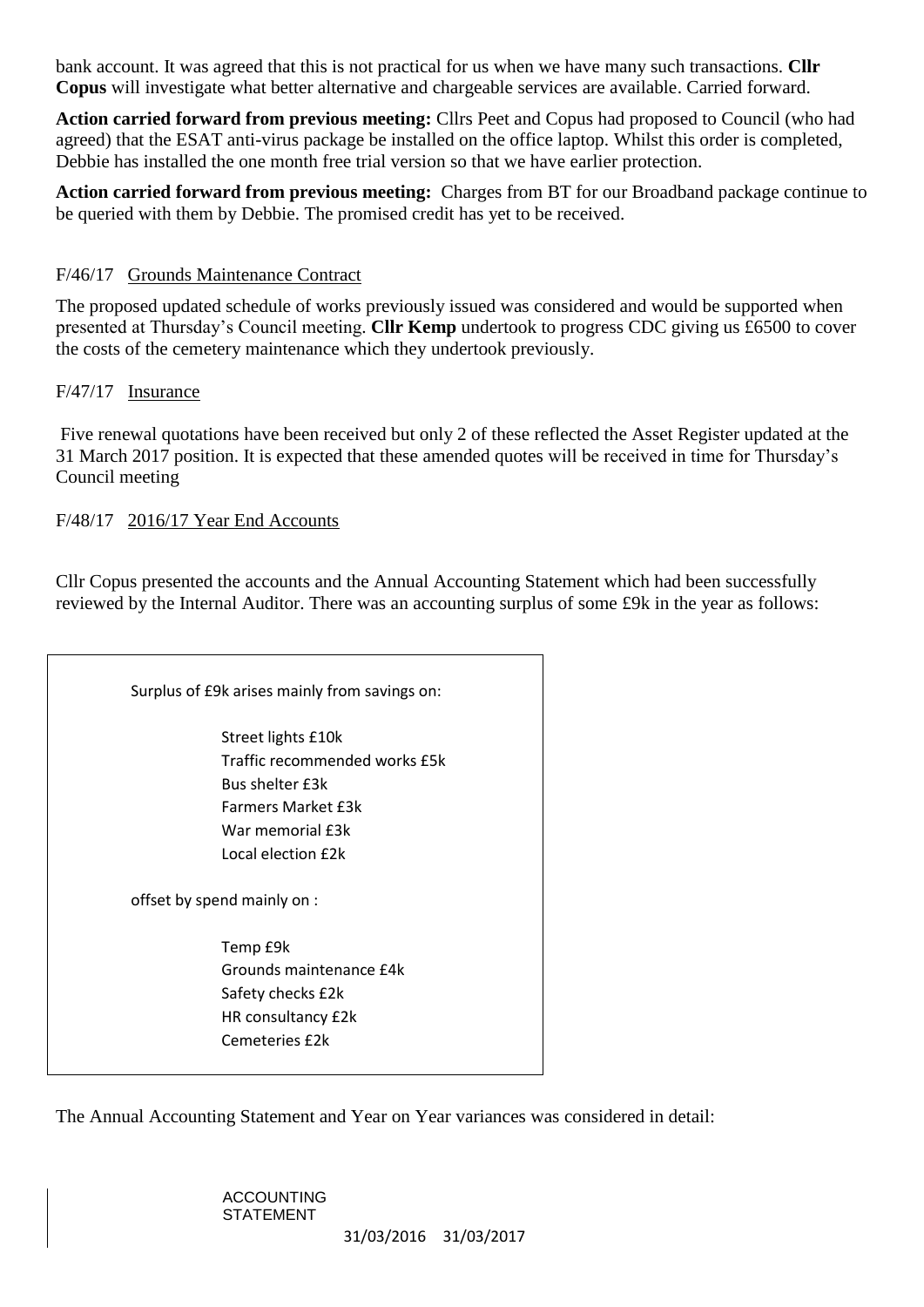bank account. It was agreed that this is not practical for us when we have many such transactions. **Cllr Copus** will investigate what better alternative and chargeable services are available. Carried forward.

**Action carried forward from previous meeting:** Cllrs Peet and Copus had proposed to Council (who had agreed) that the ESAT anti-virus package be installed on the office laptop. Whilst this order is completed, Debbie has installed the one month free trial version so that we have earlier protection.

**Action carried forward from previous meeting:** Charges from BT for our Broadband package continue to be queried with them by Debbie. The promised credit has yet to be received.

F/46/17 Grounds Maintenance Contract

The proposed updated schedule of works previously issued was considered and would be supported when presented at Thursday's Council meeting. **Cllr Kemp** undertook to progress CDC giving us £6500 to cover the costs of the cemetery maintenance which they undertook previously.

F/47/17 Insurance

Five renewal quotations have been received but only 2 of these reflected the Asset Register updated at the 31 March 2017 position. It is expected that these amended quotes will be received in time for Thursday's Council meeting

F/48/17 2016/17 Year End Accounts

Cllr Copus presented the accounts and the Annual Accounting Statement which had been successfully reviewed by the Internal Auditor. There was an accounting surplus of some £9k in the year as follows:

Surplus of £9k arises mainly from savings on:

- Street lights £10k
- Traffic recommended works £5k
- Bus shelter £3k
- Farmers Market £3k
- War memorial £3k
- Local election £2k

offset by spend mainly on :

- Temp £9k
- Grounds maintenance £4k
- Safety checks £2k
- HR consultancy £2k
- Cemeteries £2k

The Annual Accounting Statement and Year on Year variances was considered in detail:

| ACCOUNTING STATEMENT | | |
|---|---|---|
| | 31/03/2016 | 31/03/2017 |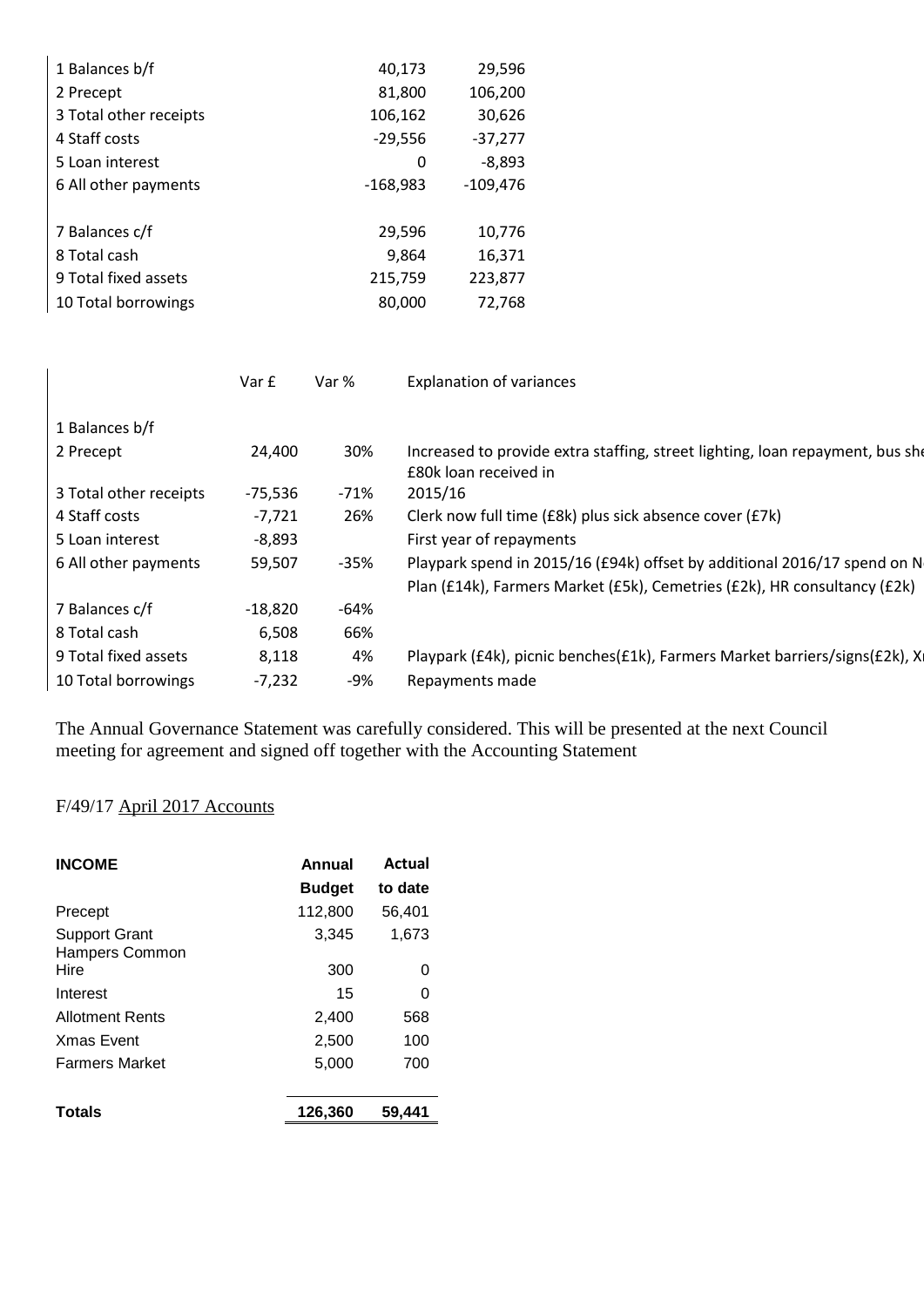| | | |
|---|---|---|
| 1 Balances b/f | 40,173 | 29,596 |
| 2 Precept | 81,800 | 106,200 |
| 3 Total other receipts | 106,162 | 30,626 |
| 4 Staff costs | -29,556 | -37,277 |
| 5 Loan interest | 0 | -8,893 |
| 6 All other payments | -168,983 | -109,476 |
| | | |
| 7 Balances c/f | 29,596 | 10,776 |
| 8 Total cash | 9,864 | 16,371 |
| 9 Total fixed assets | 215,759 | 223,877 |
| 10 Total borrowings | 80,000 | 72,768 |

| | Var £ | Var % | Explanation of variances |
|---|---|---|---|
| 1 Balances b/f | | | |
| 2 Precept | 24,400 | 30% | Increased to provide extra staffing, street lighting, loan repayment, bus she |
| 3 Total other receipts | -75,536 | -71% | £80k loan received in 2015/16 |
| 4 Staff costs | -7,721 | 26% | Clerk now full time (£8k) plus sick absence cover (£7k) |
| 5 Loan interest | -8,893 | | First year of repayments |
| 6 All other payments | 59,507 | -35% | Playpark spend in 2015/16 (£94k) offset by additional 2016/17 spend on N Plan (£14k), Farmers Market (£5k), Cemetries (£2k), HR consultancy (£2k) |
| 7 Balances c/f | -18,820 | -64% | |
| 8 Total cash | 6,508 | 66% | |
| 9 Total fixed assets | 8,118 | 4% | Playpark (£4k), picnic benches(£1k), Farmers Market barriers/signs(£2k), X |
| 10 Total borrowings | -7,232 | -9% | Repayments made |

The Annual Governance Statement was carefully considered. This will be presented at the next Council meeting for agreement and signed off together with the Accounting Statement

F/49/17 April 2017 Accounts

| INCOME | Annual Budget | Actual to date |
|---|---|---|
| Precept | 112,800 | 56,401 |
| Support Grant | 3,345 | 1,673 |
| Hampers Common Hire | 300 | 0 |
| Interest | 15 | 0 |
| Allotment Rents | 2,400 | 568 |
| Xmas Event | 2,500 | 100 |
| Farmers Market | 5,000 | 700 |
| **Totals** | **126,360** | **59,441** |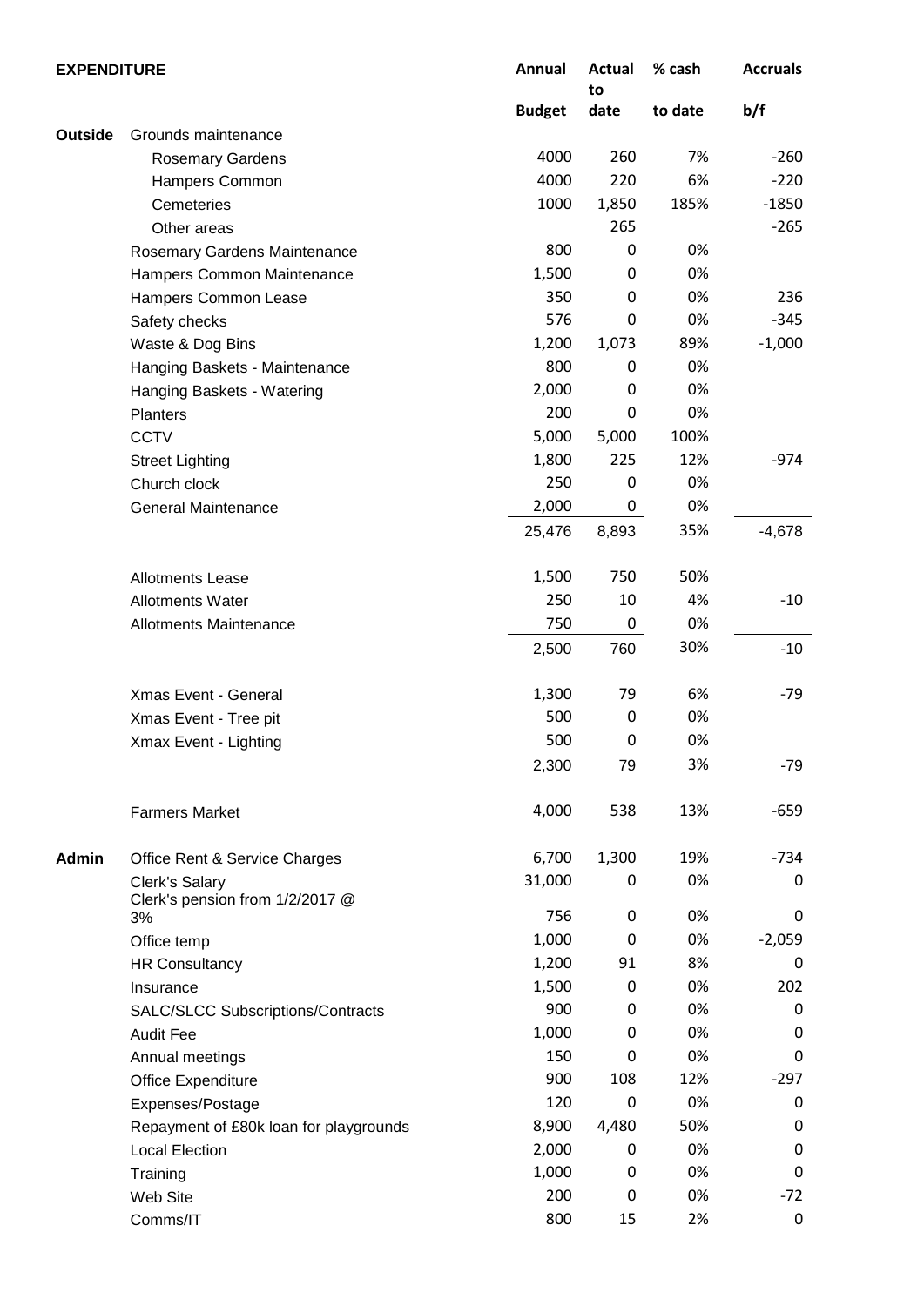| EXPENDITURE | | Annual Budget | Actual to date | % cash to date | Accruals b/f |
|---|---|---|---|---|---|
| **Outside** | Grounds maintenance | | | | |
| | Rosemary Gardens | 4000 | 260 | 7% | -260 |
| | Hampers Common | 4000 | 220 | 6% | -220 |
| | Cemeteries | 1000 | 1,850 | 185% | -1850 |
| | Other areas | | 265 | | -265 |
| | Rosemary Gardens Maintenance | 800 | 0 | 0% | |
| | Hampers Common Maintenance | 1,500 | 0 | 0% | |
| | Hampers Common Lease | 350 | 0 | 0% | 236 |
| | Safety checks | 576 | 0 | 0% | -345 |
| | Waste & Dog Bins | 1,200 | 1,073 | 89% | -1,000 |
| | Hanging Baskets - Maintenance | 800 | 0 | 0% | |
| | Hanging Baskets - Watering | 2,000 | 0 | 0% | |
| | Planters | 200 | 0 | 0% | |
| | CCTV | 5,000 | 5,000 | 100% | |
| | Street Lighting | 1,800 | 225 | 12% | -974 |
| | Church clock | 250 | 0 | 0% | |
| | General Maintenance | 2,000 | 0 | 0% | |
| | | 25,476 | 8,893 | 35% | -4,678 |
| | Allotments Lease | 1,500 | 750 | 50% | |
| | Allotments Water | 250 | 10 | 4% | -10 |
| | Allotments Maintenance | 750 | 0 | 0% | |
| | | 2,500 | 760 | 30% | -10 |
| | Xmas Event - General | 1,300 | 79 | 6% | -79 |
| | Xmas Event - Tree pit | 500 | 0 | 0% | |
| | Xmax Event - Lighting | 500 | 0 | 0% | |
| | | 2,300 | 79 | 3% | -79 |
| | Farmers Market | 4,000 | 538 | 13% | -659 |
| **Admin** | Office Rent & Service Charges | 6,700 | 1,300 | 19% | -734 |
| | Clerk's Salary | 31,000 | 0 | 0% | 0 |
| | Clerk's pension from 1/2/2017 @ 3% | 756 | 0 | 0% | 0 |
| | Office temp | 1,000 | 0 | 0% | -2,059 |
| | HR Consultancy | 1,200 | 91 | 8% | 0 |
| | Insurance | 1,500 | 0 | 0% | 202 |
| | SALC/SLCC Subscriptions/Contracts | 900 | 0 | 0% | 0 |
| | Audit Fee | 1,000 | 0 | 0% | 0 |
| | Annual meetings | 150 | 0 | 0% | 0 |
| | Office Expenditure | 900 | 108 | 12% | -297 |
| | Expenses/Postage | 120 | 0 | 0% | 0 |
| | Repayment of £80k loan for playgrounds | 8,900 | 4,480 | 50% | 0 |
| | Local Election | 2,000 | 0 | 0% | 0 |
| | Training | 1,000 | 0 | 0% | 0 |
| | Web Site | 200 | 0 | 0% | -72 |
| | Comms/IT | 800 | 15 | 2% | 0 |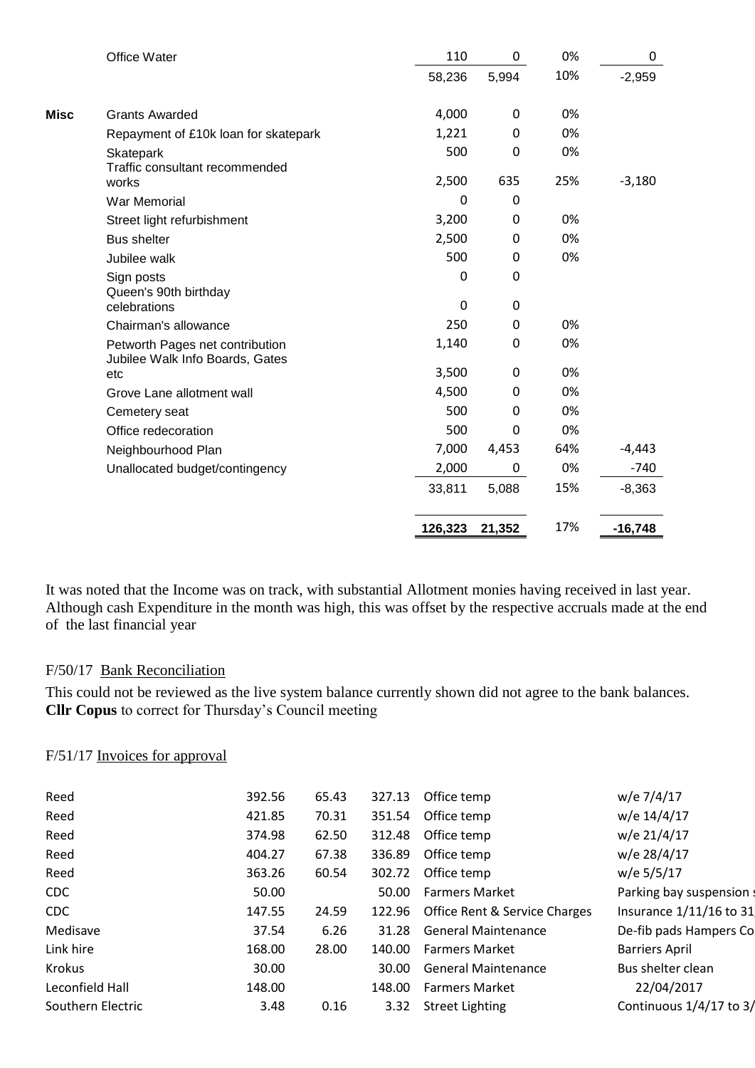|  |  |  |  |  |  |
|---|---|---|---|---|---|
|  | Office Water | 110 | 0 | 0% | 0 |
|  |  | 58,236 | 5,994 | 10% | -2,959 |
| **Misc** | Grants Awarded | 4,000 | 0 | 0% |  |
|  | Repayment of £10k loan for skatepark | 1,221 | 0 | 0% |  |
|  | Skatepark | 500 | 0 | 0% |  |
|  | Traffic consultant recommended works | 2,500 | 635 | 25% | -3,180 |
|  | War Memorial | 0 | 0 |  |  |
|  | Street light refurbishment | 3,200 | 0 | 0% |  |
|  | Bus shelter | 2,500 | 0 | 0% |  |
|  | Jubilee walk | 500 | 0 | 0% |  |
|  | Sign posts | 0 | 0 |  |  |
|  | Queen's 90th birthday celebrations | 0 | 0 |  |  |
|  | Chairman's allowance | 250 | 0 | 0% |  |
|  | Petworth Pages net contribution | 1,140 | 0 | 0% |  |
|  | Jubilee Walk Info Boards, Gates etc | 3,500 | 0 | 0% |  |
|  | Grove Lane allotment wall | 4,500 | 0 | 0% |  |
|  | Cemetery seat | 500 | 0 | 0% |  |
|  | Office redecoration | 500 | 0 | 0% |  |
|  | Neighbourhood Plan | 7,000 | 4,453 | 64% | -4,443 |
|  | Unallocated budget/contingency | 2,000 | 0 | 0% | -740 |
|  |  | 33,811 | 5,088 | 15% | -8,363 |
|  |  | **126,323** | **21,352** | 17% | **-16,748** |

It was noted that the Income was on track, with substantial Allotment monies having received in last year. Although cash Expenditure in the month was high, this was offset by the respective accruals made at the end of the last financial year

F/50/17 Bank Reconciliation

This could not be reviewed as the live system balance currently shown did not agree to the bank balances. **Cllr Copus** to correct for Thursday's Council meeting

F/51/17 Invoices for approval

|  |  |  |  |  |  |
|---|---|---|---|---|---|
| Reed | 392.56 | 65.43 | 327.13 | Office temp | w/e 7/4/17 |
| Reed | 421.85 | 70.31 | 351.54 | Office temp | w/e 14/4/17 |
| Reed | 374.98 | 62.50 | 312.48 | Office temp | w/e 21/4/17 |
| Reed | 404.27 | 67.38 | 336.89 | Office temp | w/e 28/4/17 |
| Reed | 363.26 | 60.54 | 302.72 | Office temp | w/e 5/5/17 |
| CDC | 50.00 |  | 50.00 | Farmers Market | Parking bay suspension |
| CDC | 147.55 | 24.59 | 122.96 | Office Rent & Service Charges | Insurance 1/11/16 to 31 |
| Medisave | 37.54 | 6.26 | 31.28 | General Maintenance | De-fib pads Hampers Co |
| Link hire | 168.00 | 28.00 | 140.00 | Farmers Market | Barriers April |
| Krokus | 30.00 |  | 30.00 | General Maintenance | Bus shelter clean |
| Leconfield Hall | 148.00 |  | 148.00 | Farmers Market | 22/04/2017 |
| Southern Electric | 3.48 | 0.16 | 3.32 | Street Lighting | Continuous 1/4/17 to 3/ |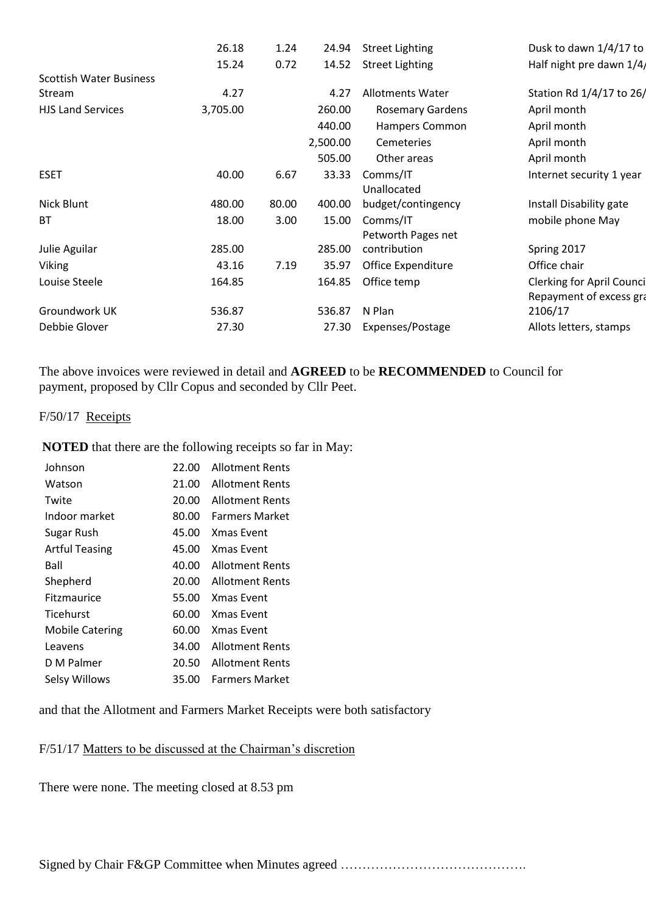| | | | | | |
|---|---|---|---|---|---|
| | 26.18 | 1.24 | 24.94 | Street Lighting | Dusk to dawn 1/4/17 to |
| | 15.24 | 0.72 | 14.52 | Street Lighting | Half night pre dawn 1/4/ |
| Scottish Water Business Stream | 4.27 | | 4.27 | Allotments Water | Station Rd 1/4/17 to 26/ |
| HJS Land Services | 3,705.00 | | 260.00 | Rosemary Gardens | April month |
| | | | 440.00 | Hampers Common | April month |
| | | | 2,500.00 | Cemeteries | April month |
| | | | 505.00 | Other areas | April month |
| ESET | 40.00 | 6.67 | 33.33 | Comms/IT | Internet security 1 year |
| Nick Blunt | 480.00 | 80.00 | 400.00 | Unallocated budget/contingency | Install Disability gate |
| BT | 18.00 | 3.00 | 15.00 | Comms/IT | mobile phone May |
| Julie Aguilar | 285.00 | | 285.00 | Petworth Pages net contribution | Spring 2017 |
| Viking | 43.16 | 7.19 | 35.97 | Office Expenditure | Office chair |
| Louise Steele | 164.85 | | 164.85 | Office temp | Clerking for April Counci |
| Groundwork UK | 536.87 | | 536.87 | N Plan | Repayment of excess gra 2106/17 |
| Debbie Glover | 27.30 | | 27.30 | Expenses/Postage | Allots letters, stamps |

The above invoices were reviewed in detail and **AGREED** to be **RECOMMENDED** to Council for payment, proposed by Cllr Copus and seconded by Cllr Peet.

F/50/17 Receipts

**NOTED** that there are the following receipts so far in May:

| | | |
|---|---|---|
| Johnson | 22.00 | Allotment Rents |
| Watson | 21.00 | Allotment Rents |
| Twite | 20.00 | Allotment Rents |
| Indoor market | 80.00 | Farmers Market |
| Sugar Rush | 45.00 | Xmas Event |
| Artful Teasing | 45.00 | Xmas Event |
| Ball | 40.00 | Allotment Rents |
| Shepherd | 20.00 | Allotment Rents |
| Fitzmaurice | 55.00 | Xmas Event |
| Ticehurst | 60.00 | Xmas Event |
| Mobile Catering | 60.00 | Xmas Event |
| Leavens | 34.00 | Allotment Rents |
| D M Palmer | 20.50 | Allotment Rents |
| Selsy Willows | 35.00 | Farmers Market |

and that the Allotment and Farmers Market Receipts were both satisfactory

F/51/17 Matters to be discussed at the Chairman's discretion

There were none. The meeting closed at 8.53 pm

Signed by Chair F&GP Committee when Minutes agreed …………………………………….